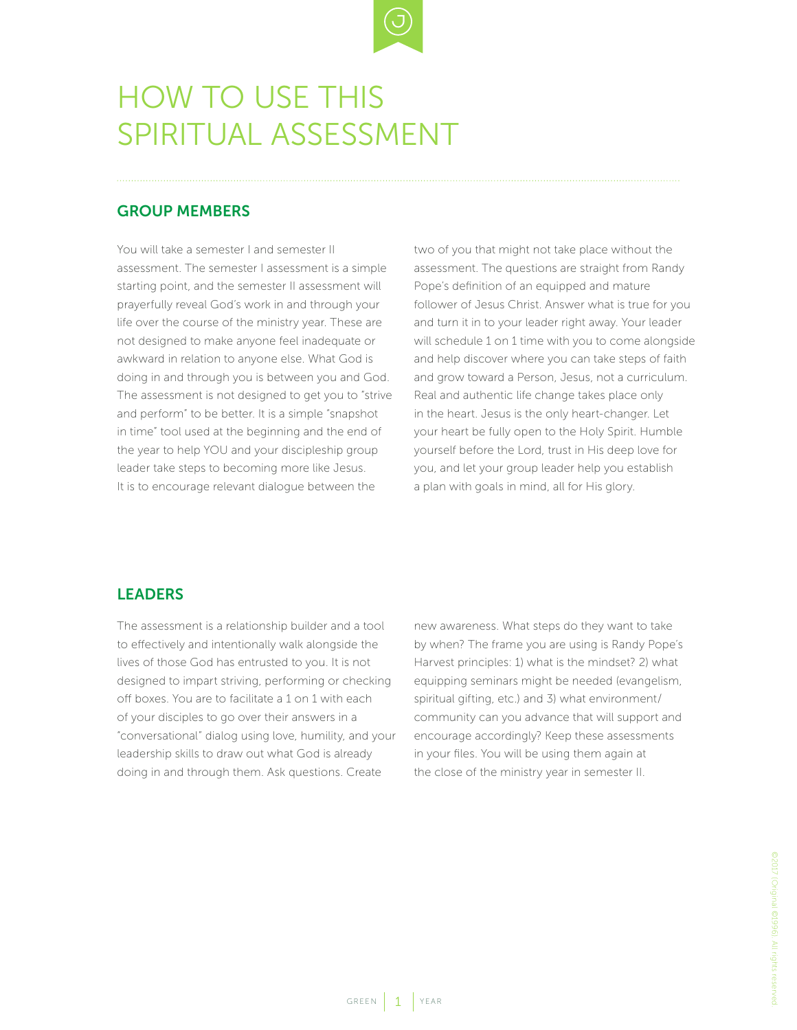# HOW TO USE THIS SPIRITUAL ASSESSMENT

## GROUP MEMBERS

You will take a semester I and semester II assessment. The semester I assessment is a simple starting point, and the semester II assessment will prayerfully reveal God's work in and through your life over the course of the ministry year. These are not designed to make anyone feel inadequate or awkward in relation to anyone else. What God is doing in and through you is between you and God. The assessment is not designed to get you to "strive and perform" to be better. It is a simple "snapshot in time" tool used at the beginning and the end of the year to help YOU and your discipleship group leader take steps to becoming more like Jesus. It is to encourage relevant dialogue between the two of you that might not take place without the assessment. The questions are straight from Randy Pope's definition of an equipped and mature follower of Jesus Christ. Answer what is true for you and turn it in to your leader right away. Your leader will schedule 1 on 1 time with you to come alongside and help discover where you can take steps of faith and grow toward a Person, Jesus, not a curriculum. Real and authentic life change takes place only in the heart. Jesus is the only heart-changer. Let your heart be fully open to the Holy Spirit. Humble yourself before the Lord, trust in His deep love for you, and let your group leader help you establish a plan with goals in mind, all for His glory.

## LEADERS

The assessment is a relationship builder and a tool to effectively and intentionally walk alongside the lives of those God has entrusted to you. It is not designed to impart striving, performing or checking off boxes. You are to facilitate a 1 on 1 with each of your disciples to go over their answers in a "conversational" dialog using love, humility, and your leadership skills to draw out what God is already doing in and through them. Ask questions. Create new awareness. What steps do they want to take by when? The frame you are using is Randy Pope's Harvest principles: 1) what is the mindset? 2) what equipping seminars might be needed (evangelism, spiritual gifting, etc.) and 3) what environment/community can you advance that will support and encourage accordingly? Keep these assessments in your files. You will be using them again at the close of the ministry year in semester II.

©2017 (Original ©1996) All rights reserved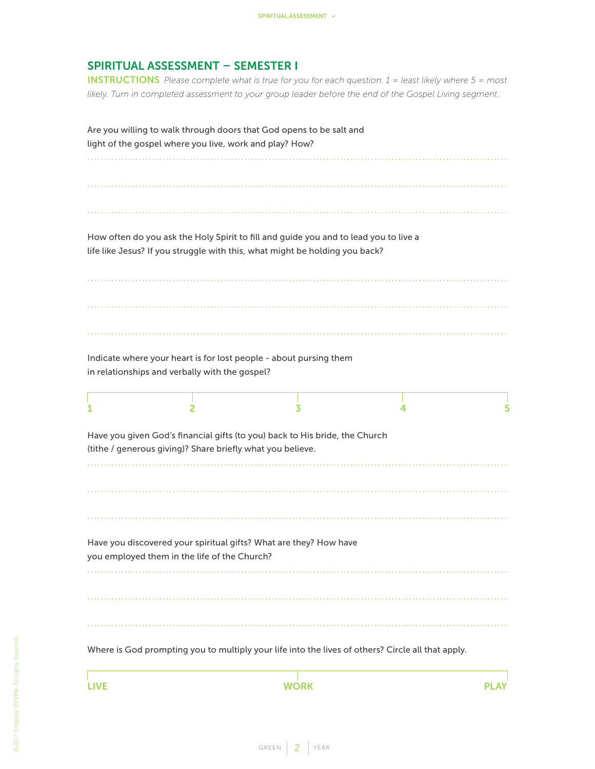## SPIRITUAL ASSESSMENT – SEMESTER I

**INSTRUCTIONS** *Please complete what is true for you for each question. 1 = least likely where 5 = most likely. Turn in completed assessment to your group leader before the end of the Gospel Living segment.*

Are you willing to walk through doors that God opens to be salt and light of the gospel where you live, work and play? How?

How often do you ask the Holy Spirit to fill and guide you and to lead you to live a life like Jesus? If you struggle with this, what might be holding you back?

Indicate where your heart is for lost people - about pursing them in relationships and verbally with the gospel?

1 2 3 4 5

Have you given God's financial gifts (to you) back to His bride, the Church (tithe / generous giving)? Share briefly what you believe.

Have you discovered your spiritual gifts? What are they? How have you employed them in the life of the Church?

Where is God prompting you to multiply your life into the lives of others? Circle all that apply.

LIVE WORK PLAY

© 2017 (Original ©1996). All rights reserved.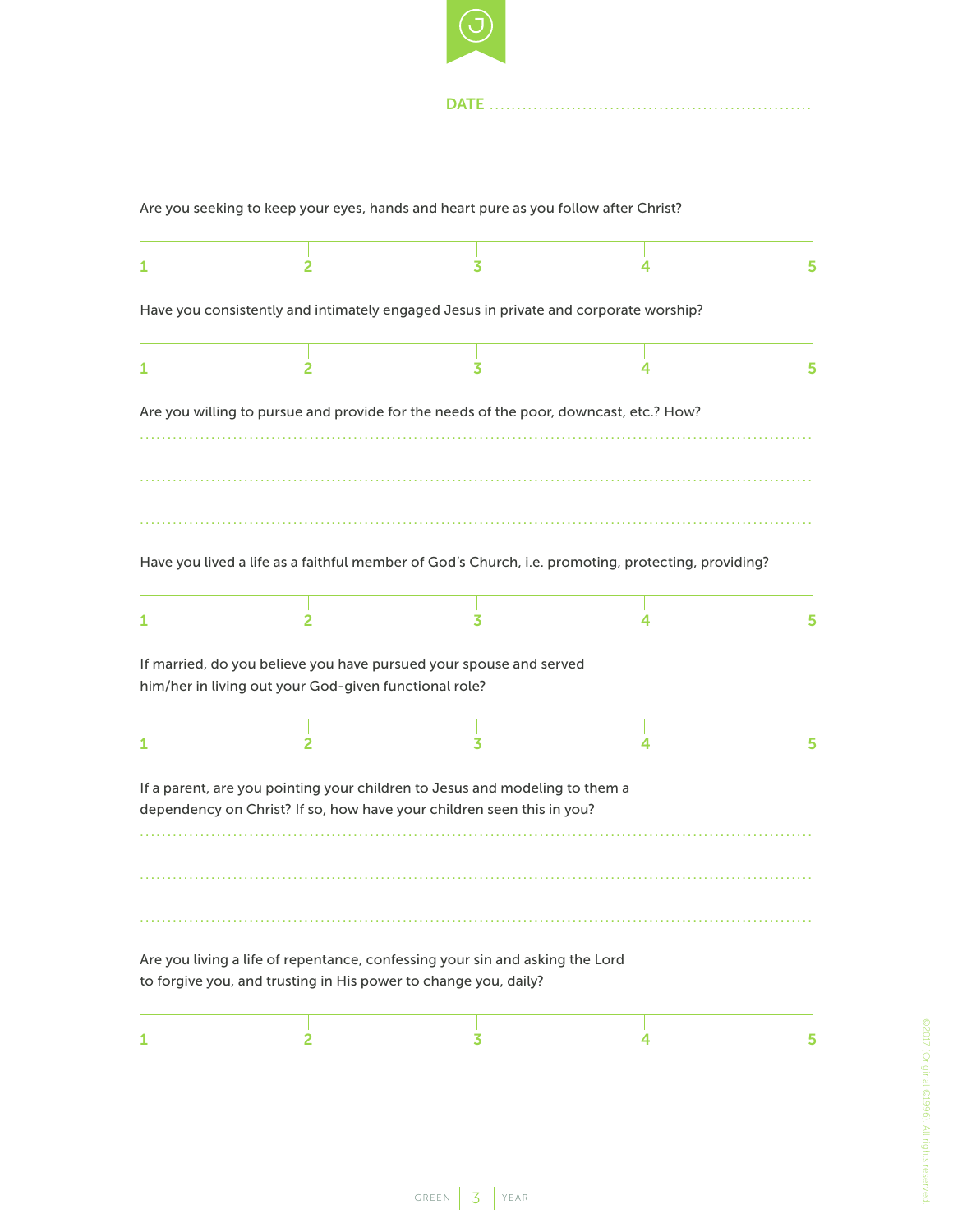DATE ........................................................

Are you seeking to keep your eyes, hands and heart pure as you follow after Christ?

1 2 3 4 5

Have you consistently and intimately engaged Jesus in private and corporate worship?

1 2 3 4 5

Are you willing to pursue and provide for the needs of the poor, downcast, etc.? How?

..........................................................................................................................

..........................................................................................................................

..........................................................................................................................

Have you lived a life as a faithful member of God's Church, i.e. promoting, protecting, providing?

1 2 3 4 5

If married, do you believe you have pursued your spouse and served him/her in living out your God-given functional role?

1 2 3 4 5

If a parent, are you pointing your children to Jesus and modeling to them a dependency on Christ? If so, how have your children seen this in you?

..........................................................................................................................

..........................................................................................................................

..........................................................................................................................

Are you living a life of repentance, confessing your sin and asking the Lord to forgive you, and trusting in His power to change you, daily?

1 2 3 4 5

©2017 (Original ©1996) All rights reserved